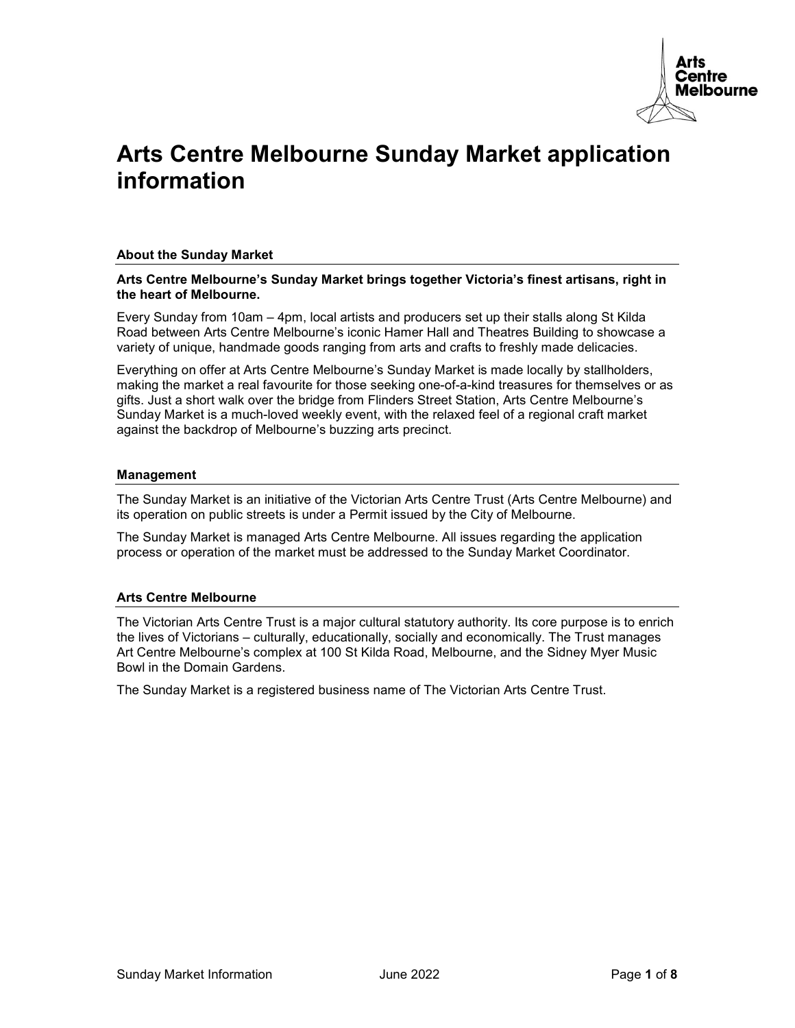# Arts Centre Melbourne Sunday Market application information

### About the Sunday Market

**Arts Centre Melbourne's Sunday Market brings together Victoria's finest artisans, right in the heart of Melbourne.**

Every Sunday from 10am – 4pm, local artists and producers set up their stalls along St Kilda Road between Arts Centre Melbourne's iconic Hamer Hall and Theatres Building to showcase a variety of unique, handmade goods ranging from arts and crafts to freshly made delicacies.

Everything on offer at Arts Centre Melbourne's Sunday Market is made locally by stallholders, making the market a real favourite for those seeking one-of-a-kind treasures for themselves or as gifts. Just a short walk over the bridge from Flinders Street Station, Arts Centre Melbourne's Sunday Market is a much-loved weekly event, with the relaxed feel of a regional craft market against the backdrop of Melbourne's buzzing arts precinct.

### Management

The Sunday Market is an initiative of the Victorian Arts Centre Trust (Arts Centre Melbourne) and its operation on public streets is under a Permit issued by the City of Melbourne.

The Sunday Market is managed Arts Centre Melbourne. All issues regarding the application process or operation of the market must be addressed to the Sunday Market Coordinator.

### Arts Centre Melbourne

The Victorian Arts Centre Trust is a major cultural statutory authority. Its core purpose is to enrich the lives of Victorians – culturally, educationally, socially and economically. The Trust manages Art Centre Melbourne's complex at 100 St Kilda Road, Melbourne, and the Sidney Myer Music Bowl in the Domain Gardens.

The Sunday Market is a registered business name of The Victorian Arts Centre Trust.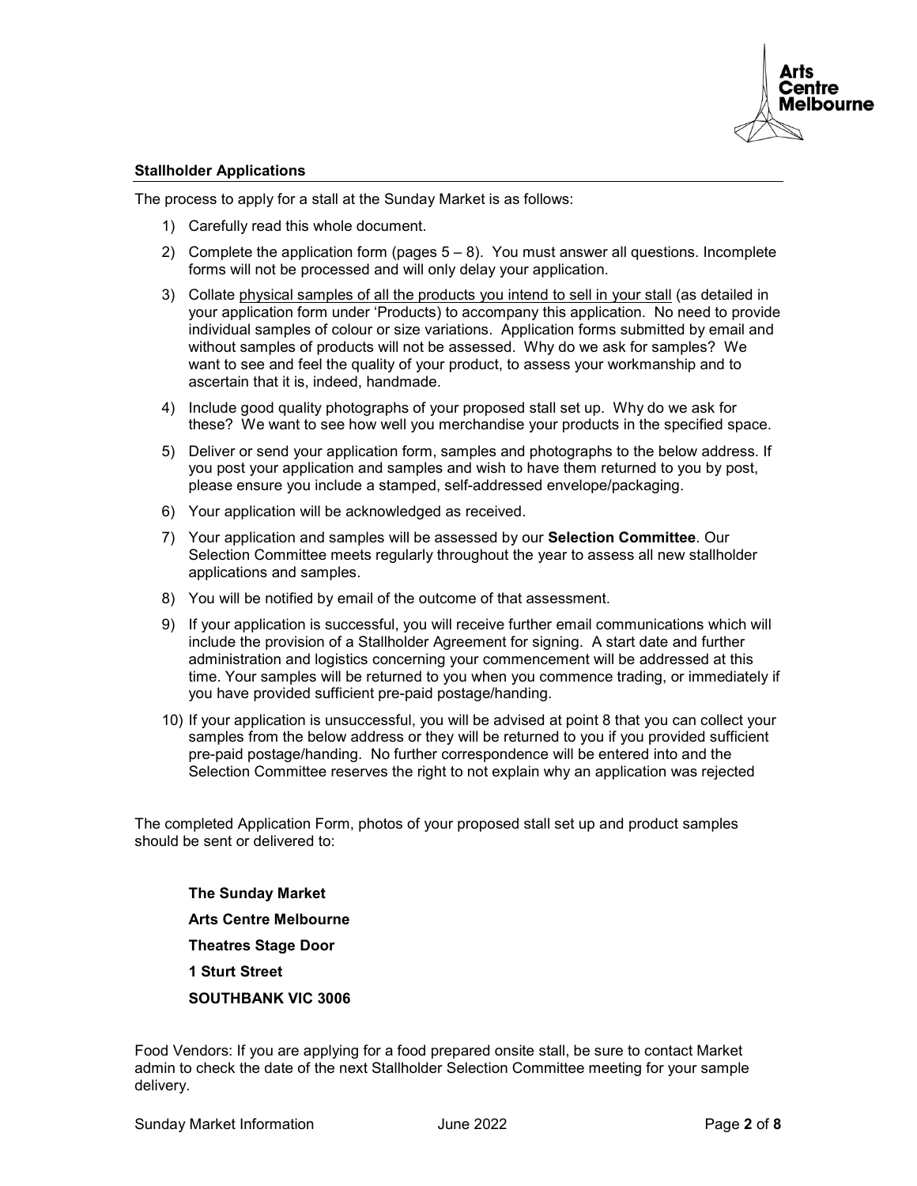## Stallholder Applications

The process to apply for a stall at the Sunday Market is as follows:

1) Carefully read this whole document.
2) Complete the application form (pages 5 – 8). You must answer all questions. Incomplete forms will not be processed and will only delay your application.
3) Collate physical samples of all the products you intend to sell in your stall (as detailed in your application form under 'Products) to accompany this application. No need to provide individual samples of colour or size variations. Application forms submitted by email and without samples of products will not be assessed. Why do we ask for samples? We want to see and feel the quality of your product, to assess your workmanship and to ascertain that it is, indeed, handmade.
4) Include good quality photographs of your proposed stall set up. Why do we ask for these? We want to see how well you merchandise your products in the specified space.
5) Deliver or send your application form, samples and photographs to the below address. If you post your application and samples and wish to have them returned to you by post, please ensure you include a stamped, self-addressed envelope/packaging.
6) Your application will be acknowledged as received.
7) Your application and samples will be assessed by our **Selection Committee**. Our Selection Committee meets regularly throughout the year to assess all new stallholder applications and samples.
8) You will be notified by email of the outcome of that assessment.
9) If your application is successful, you will receive further email communications which will include the provision of a Stallholder Agreement for signing. A start date and further administration and logistics concerning your commencement will be addressed at this time. Your samples will be returned to you when you commence trading, or immediately if you have provided sufficient pre-paid postage/handing.
10) If your application is unsuccessful, you will be advised at point 8 that you can collect your samples from the below address or they will be returned to you if you provided sufficient pre-paid postage/handing. No further correspondence will be entered into and the Selection Committee reserves the right to not explain why an application was rejected

The completed Application Form, photos of your proposed stall set up and product samples should be sent or delivered to:

**The Sunday Market**

**Arts Centre Melbourne**

**Theatres Stage Door**

**1 Sturt Street**

**SOUTHBANK VIC 3006**

Food Vendors: If you are applying for a food prepared onsite stall, be sure to contact Market admin to check the date of the next Stallholder Selection Committee meeting for your sample delivery.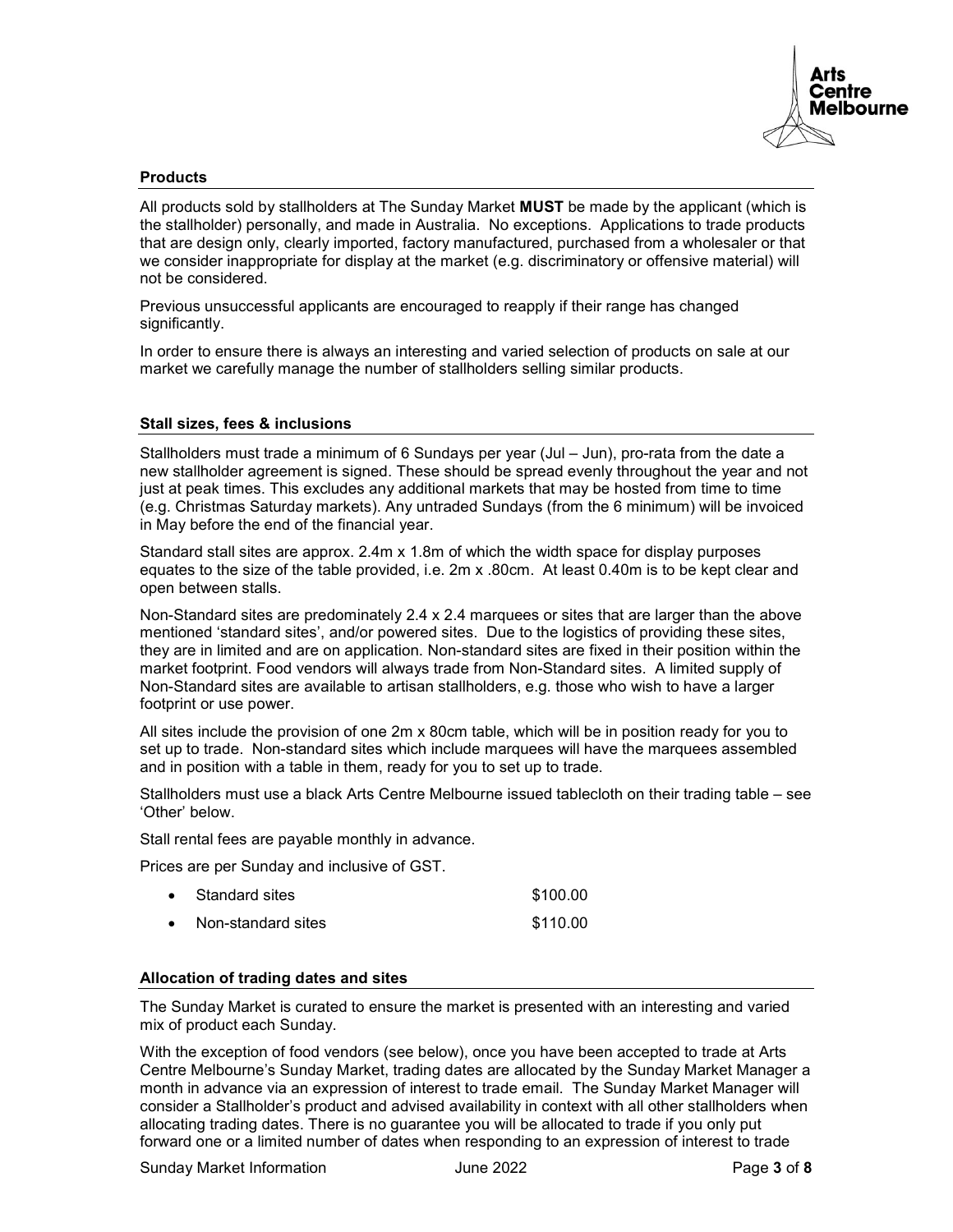## Products

All products sold by stallholders at The Sunday Market **MUST** be made by the applicant (which is the stallholder) personally, and made in Australia. No exceptions. Applications to trade products that are design only, clearly imported, factory manufactured, purchased from a wholesaler or that we consider inappropriate for display at the market (e.g. discriminatory or offensive material) will not be considered.

Previous unsuccessful applicants are encouraged to reapply if their range has changed significantly.

In order to ensure there is always an interesting and varied selection of products on sale at our market we carefully manage the number of stallholders selling similar products.

## Stall sizes, fees & inclusions

Stallholders must trade a minimum of 6 Sundays per year (Jul – Jun), pro-rata from the date a new stallholder agreement is signed. These should be spread evenly throughout the year and not just at peak times. This excludes any additional markets that may be hosted from time to time (e.g. Christmas Saturday markets). Any untraded Sundays (from the 6 minimum) will be invoiced in May before the end of the financial year.

Standard stall sites are approx. 2.4m x 1.8m of which the width space for display purposes equates to the size of the table provided, i.e. 2m x .80cm. At least 0.40m is to be kept clear and open between stalls.

Non-Standard sites are predominately 2.4 x 2.4 marquees or sites that are larger than the above mentioned 'standard sites', and/or powered sites. Due to the logistics of providing these sites, they are in limited and are on application. Non-standard sites are fixed in their position within the market footprint. Food vendors will always trade from Non-Standard sites. A limited supply of Non-Standard sites are available to artisan stallholders, e.g. those who wish to have a larger footprint or use power.

All sites include the provision of one 2m x 80cm table, which will be in position ready for you to set up to trade. Non-standard sites which include marquees will have the marquees assembled and in position with a table in them, ready for you to set up to trade.

Stallholders must use a black Arts Centre Melbourne issued tablecloth on their trading table – see 'Other' below.

Stall rental fees are payable monthly in advance.

Prices are per Sunday and inclusive of GST.

- Standard sites $100.00
- Non-standard sites $110.00

## Allocation of trading dates and sites

The Sunday Market is curated to ensure the market is presented with an interesting and varied mix of product each Sunday.

With the exception of food vendors (see below), once you have been accepted to trade at Arts Centre Melbourne's Sunday Market, trading dates are allocated by the Sunday Market Manager a month in advance via an expression of interest to trade email. The Sunday Market Manager will consider a Stallholder's product and advised availability in context with all other stallholders when allocating trading dates. There is no guarantee you will be allocated to trade if you only put forward one or a limited number of dates when responding to an expression of interest to trade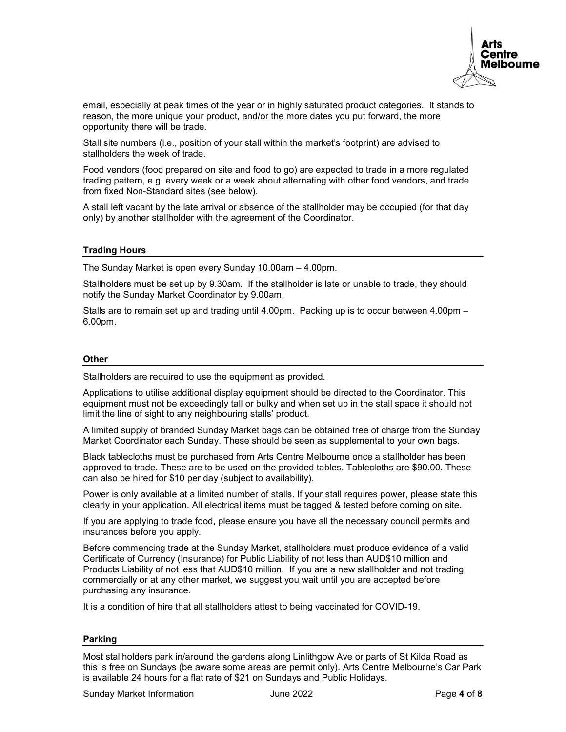email, especially at peak times of the year or in highly saturated product categories. It stands to reason, the more unique your product, and/or the more dates you put forward, the more opportunity there will be trade.

Stall site numbers (i.e., position of your stall within the market's footprint) are advised to stallholders the week of trade.

Food vendors (food prepared on site and food to go) are expected to trade in a more regulated trading pattern, e.g. every week or a week about alternating with other food vendors, and trade from fixed Non-Standard sites (see below).

A stall left vacant by the late arrival or absence of the stallholder may be occupied (for that day only) by another stallholder with the agreement of the Coordinator.

## Trading Hours

The Sunday Market is open every Sunday 10.00am – 4.00pm.

Stallholders must be set up by 9.30am. If the stallholder is late or unable to trade, they should notify the Sunday Market Coordinator by 9.00am.

Stalls are to remain set up and trading until 4.00pm. Packing up is to occur between 4.00pm – 6.00pm.

## Other

Stallholders are required to use the equipment as provided.

Applications to utilise additional display equipment should be directed to the Coordinator. This equipment must not be exceedingly tall or bulky and when set up in the stall space it should not limit the line of sight to any neighbouring stalls' product.

A limited supply of branded Sunday Market bags can be obtained free of charge from the Sunday Market Coordinator each Sunday. These should be seen as supplemental to your own bags.

Black tablecloths must be purchased from Arts Centre Melbourne once a stallholder has been approved to trade. These are to be used on the provided tables. Tablecloths are $90.00. These can also be hired for $10 per day (subject to availability).

Power is only available at a limited number of stalls. If your stall requires power, please state this clearly in your application. All electrical items must be tagged & tested before coming on site.

If you are applying to trade food, please ensure you have all the necessary council permits and insurances before you apply.

Before commencing trade at the Sunday Market, stallholders must produce evidence of a valid Certificate of Currency (Insurance) for Public Liability of not less than AUD$10 million and Products Liability of not less that AUD$10 million. If you are a new stallholder and not trading commercially or at any other market, we suggest you wait until you are accepted before purchasing any insurance.

It is a condition of hire that all stallholders attest to being vaccinated for COVID-19.

## Parking

Most stallholders park in/around the gardens along Linlithgow Ave or parts of St Kilda Road as this is free on Sundays (be aware some areas are permit only). Arts Centre Melbourne's Car Park is available 24 hours for a flat rate of $21 on Sundays and Public Holidays.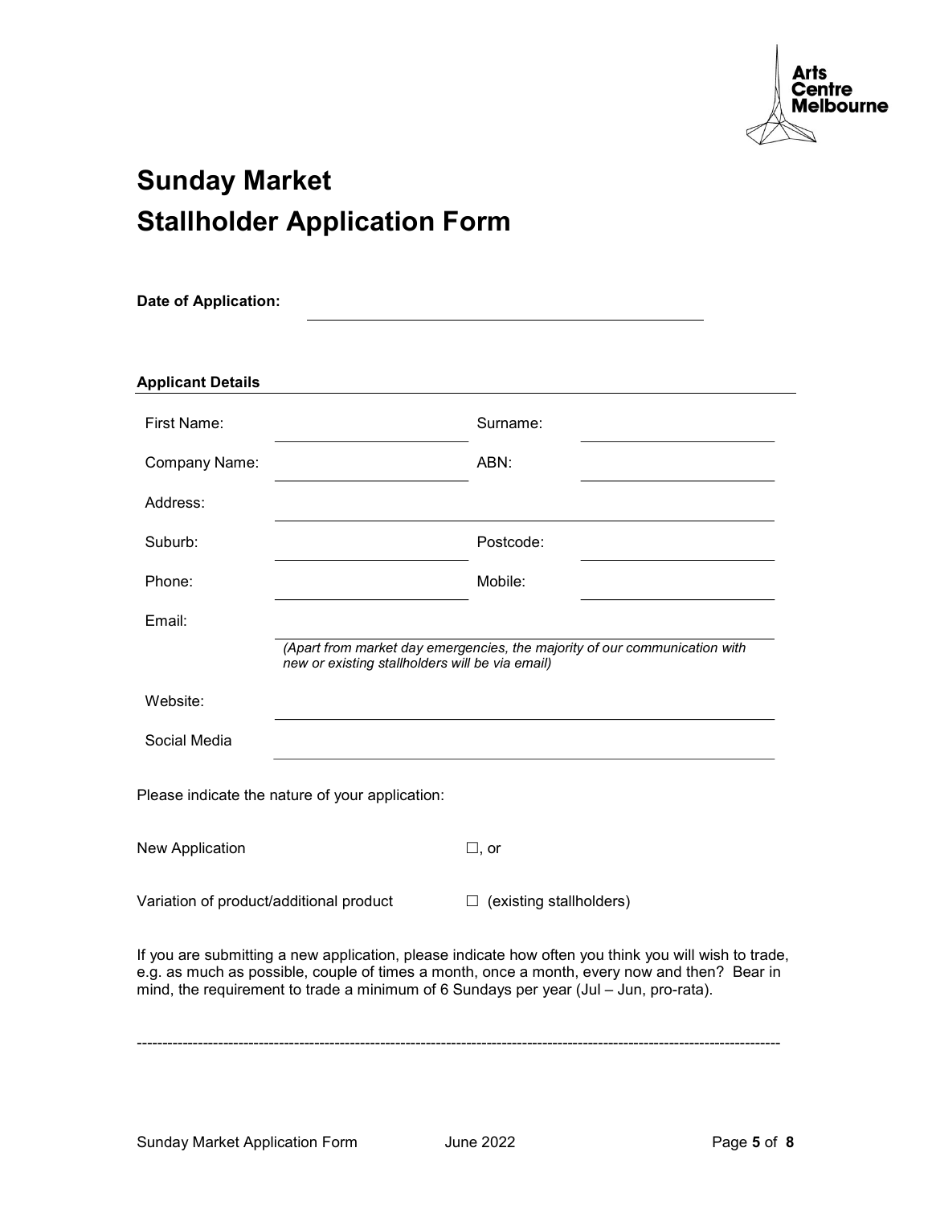# Sunday Market
# Stallholder Application Form

**Date of Application:** ______________________________

**Applicant Details**

| | | | |
|---|---|---|---|
| First Name: | | Surname: | |
| Company Name: | | ABN: | |
| Address: | | | |
| Suburb: | | Postcode: | |
| Phone: | | Mobile: | |
| Email: | | | |

*(Apart from market day emergencies, the majority of our communication with new or existing stallholders will be via email)*

| | |
|---|---|
| Website: | |
| Social Media | |

Please indicate the nature of your application:

New Application ☐, or

Variation of product/additional product ☐ (existing stallholders)

If you are submitting a new application, please indicate how often you think you will wish to trade, e.g. as much as possible, couple of times a month, once a month, every now and then? Bear in mind, the requirement to trade a minimum of 6 Sundays per year (Jul – Jun, pro-rata).

------------------------------------------------------------------------------------------------------------------------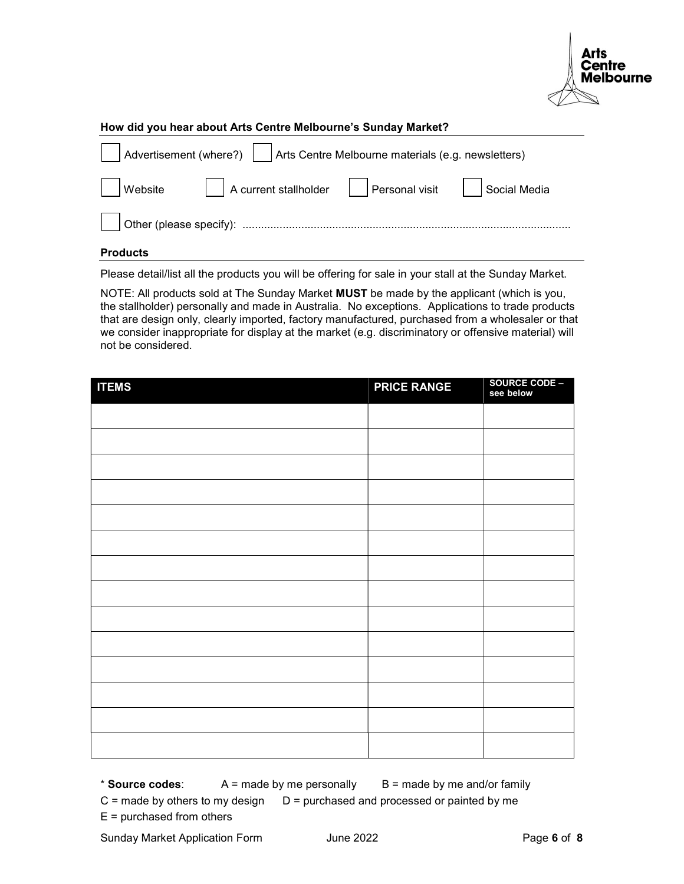**How did you hear about Arts Centre Melbourne's Sunday Market?**

☐ Advertisement (where?) ☐ Arts Centre Melbourne materials (e.g. newsletters)

☐ Website ☐ A current stallholder ☐ Personal visit ☐ Social Media

☐ Other (please specify): ........................................................................................................

**Products**

Please detail/list all the products you will be offering for sale in your stall at the Sunday Market.

NOTE: All products sold at The Sunday Market **MUST** be made by the applicant (which is you, the stallholder) personally and made in Australia. No exceptions. Applications to trade products that are design only, clearly imported, factory manufactured, purchased from a wholesaler or that we consider inappropriate for display at the market (e.g. discriminatory or offensive material) will not be considered.

| ITEMS | PRICE RANGE | SOURCE CODE – see below |
|---|---|---|
| | | |
| | | |
| | | |
| | | |
| | | |
| | | |
| | | |
| | | |
| | | |
| | | |
| | | |
| | | |
| | | |
| | | |

\* **Source codes**: A = made by me personally B = made by me and/or family
C = made by others to my design D = purchased and processed or painted by me
E = purchased from others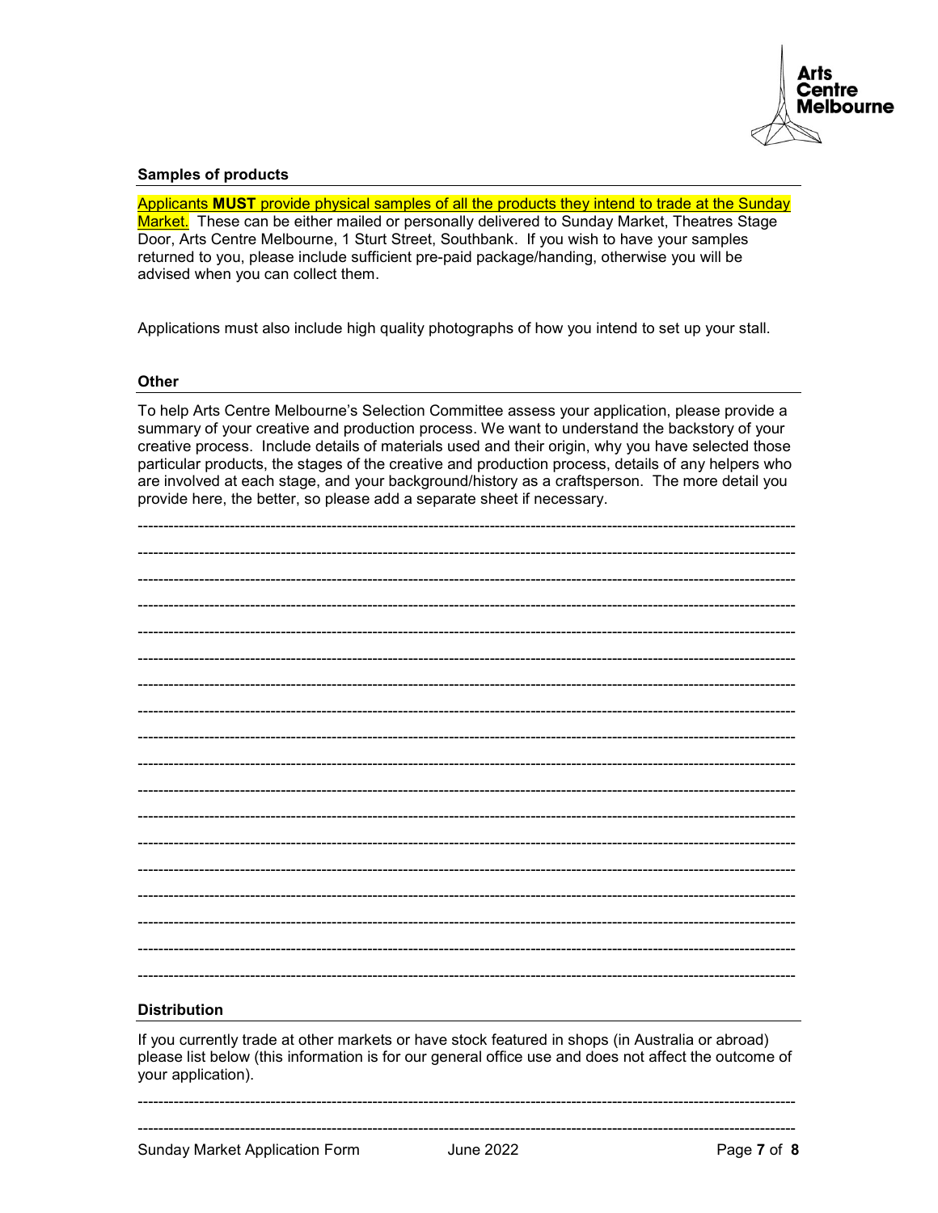## Samples of products

Applicants **MUST** provide physical samples of all the products they intend to trade at the Sunday Market. These can be either mailed or personally delivered to Sunday Market, Theatres Stage Door, Arts Centre Melbourne, 1 Sturt Street, Southbank. If you wish to have your samples returned to you, please include sufficient pre-paid package/handing, otherwise you will be advised when you can collect them.

Applications must also include high quality photographs of how you intend to set up your stall.

## Other

To help Arts Centre Melbourne's Selection Committee assess your application, please provide a summary of your creative and production process. We want to understand the backstory of your creative process. Include details of materials used and their origin, why you have selected those particular products, the stages of the creative and production process, details of any helpers who are involved at each stage, and your background/history as a craftsperson. The more detail you provide here, the better, so please add a separate sheet if necessary.

------------------------------------------------------------------------------------------------------------------------

------------------------------------------------------------------------------------------------------------------------

------------------------------------------------------------------------------------------------------------------------

------------------------------------------------------------------------------------------------------------------------

------------------------------------------------------------------------------------------------------------------------

------------------------------------------------------------------------------------------------------------------------

------------------------------------------------------------------------------------------------------------------------

------------------------------------------------------------------------------------------------------------------------

------------------------------------------------------------------------------------------------------------------------

------------------------------------------------------------------------------------------------------------------------

------------------------------------------------------------------------------------------------------------------------

------------------------------------------------------------------------------------------------------------------------

------------------------------------------------------------------------------------------------------------------------

------------------------------------------------------------------------------------------------------------------------

------------------------------------------------------------------------------------------------------------------------

------------------------------------------------------------------------------------------------------------------------

------------------------------------------------------------------------------------------------------------------------

------------------------------------------------------------------------------------------------------------------------

## Distribution

If you currently trade at other markets or have stock featured in shops (in Australia or abroad) please list below (this information is for our general office use and does not affect the outcome of your application).

------------------------------------------------------------------------------------------------------------------------

------------------------------------------------------------------------------------------------------------------------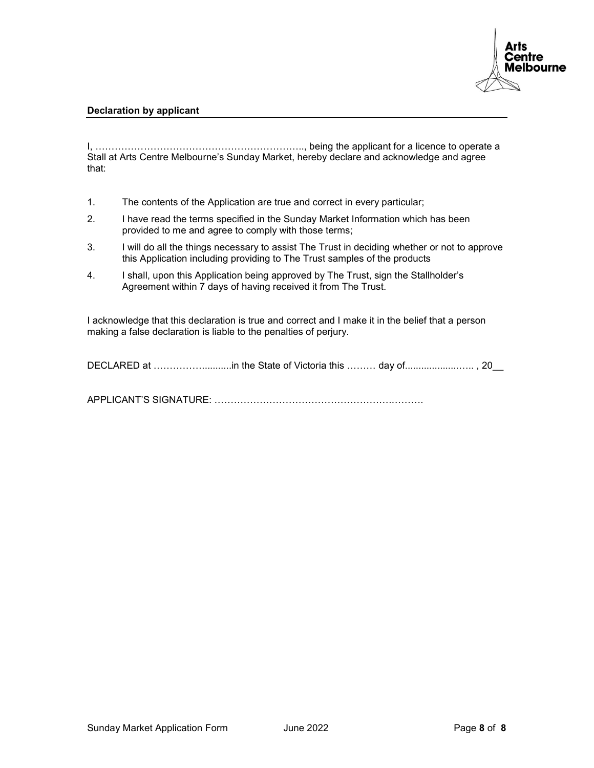**Declaration by applicant**

I, ……………………………………………………….., being the applicant for a licence to operate a Stall at Arts Centre Melbourne's Sunday Market, hereby declare and acknowledge and agree that:

1. The contents of the Application are true and correct in every particular;
2. I have read the terms specified in the Sunday Market Information which has been provided to me and agree to comply with those terms;
3. I will do all the things necessary to assist The Trust in deciding whether or not to approve this Application including providing to The Trust samples of the products
4. I shall, upon this Application being approved by The Trust, sign the Stallholder's Agreement within 7 days of having received it from The Trust.

I acknowledge that this declaration is true and correct and I make it in the belief that a person making a false declaration is liable to the penalties of perjury.

DECLARED at …………….........in the State of Victoria this ……… day of..................….. , 20__

APPLICANT'S SIGNATURE: ……………………………………………….……….